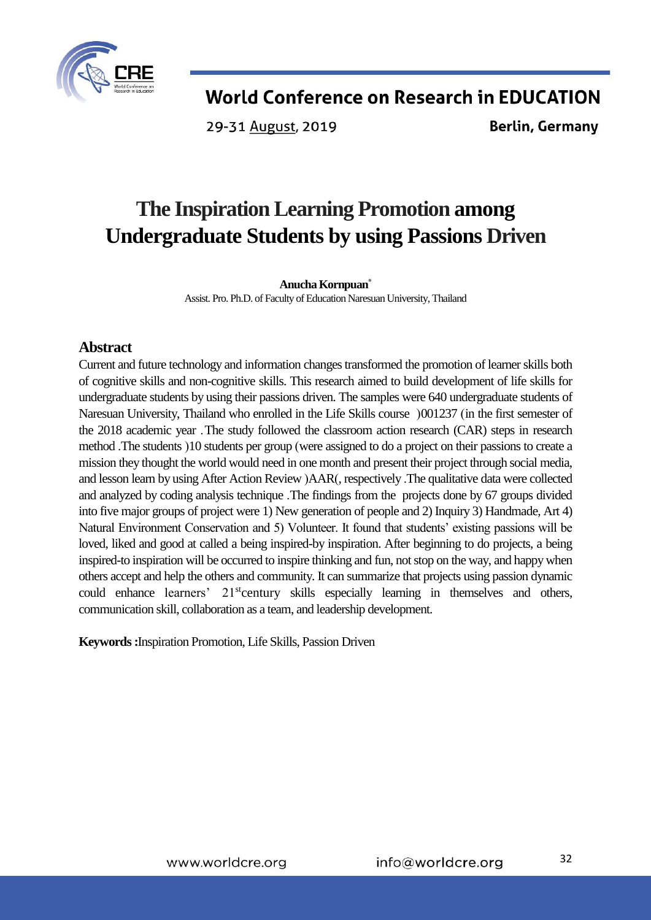# The Inspiration Learning Promotion among Undergraduate Students by using Passions Driven

**Anucha Kornpuan***

Assist. Pro. Ph.D. of Faculty of Education Naresuan University, Thailand

## Abstract

Current and future technology and information changes transformed the promotion of learner skills both of cognitive skills and non-cognitive skills. This research aimed to build development of life skills for undergraduate students by using their passions driven. The samples were 640 undergraduate students of Naresuan University, Thailand who enrolled in the Life Skills course )001237 (in the first semester of the 2018 academic year .The study followed the classroom action research (CAR) steps in research method .The students )10 students per group (were assigned to do a project on their passions to create a mission they thought the world would need in one month and present their project through social media, and lesson learn by using After Action Review )AAR(, respectively .The qualitative data were collected and analyzed by coding analysis technique .The findings from the projects done by 67 groups divided into five major groups of project were 1) New generation of people and 2) Inquiry 3) Handmade, Art 4) Natural Environment Conservation and 5) Volunteer. It found that students' existing passions will be loved, liked and good at called a being inspired-by inspiration. After beginning to do projects, a being inspired-to inspiration will be occurred to inspire thinking and fun, not stop on the way, and happy when others accept and help the others and community. It can summarize that projects using passion dynamic could enhance learners' 21st century skills especially learning in themselves and others, communication skill, collaboration as a team, and leadership development.

**Keywords :**Inspiration Promotion, Life Skills, Passion Driven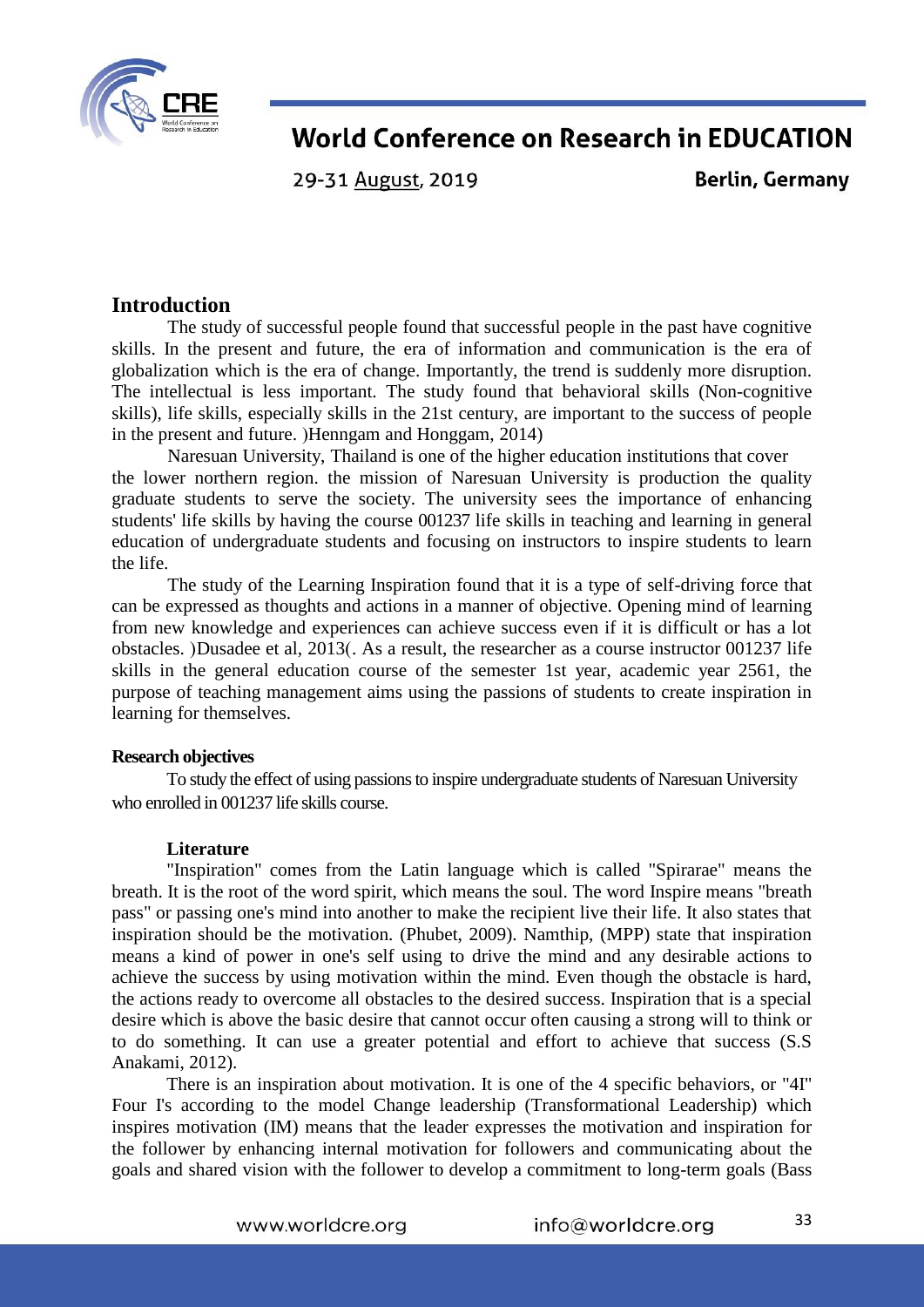## Introduction

The study of successful people found that successful people in the past have cognitive skills. In the present and future, the era of information and communication is the era of globalization which is the era of change. Importantly, the trend is suddenly more disruption. The intellectual is less important. The study found that behavioral skills (Non-cognitive skills), life skills, especially skills in the 21st century, are important to the success of people in the present and future. )Henngam and Honggam, 2014)

Naresuan University, Thailand is one of the higher education institutions that cover the lower northern region. the mission of Naresuan University is production the quality graduate students to serve the society. The university sees the importance of enhancing students' life skills by having the course 001237 life skills in teaching and learning in general education of undergraduate students and focusing on instructors to inspire students to learn the life.

The study of the Learning Inspiration found that it is a type of self-driving force that can be expressed as thoughts and actions in a manner of objective. Opening mind of learning from new knowledge and experiences can achieve success even if it is difficult or has a lot obstacles. )Dusadee et al, 2013(. As a result, the researcher as a course instructor 001237 life skills in the general education course of the semester 1st year, academic year 2561, the purpose of teaching management aims using the passions of students to create inspiration in learning for themselves.

### Research objectives

To study the effect of using passions to inspire undergraduate students of Naresuan University who enrolled in 001237 life skills course.

### Literature

"Inspiration" comes from the Latin language which is called "Spirarae" means the breath. It is the root of the word spirit, which means the soul. The word Inspire means "breath pass" or passing one's mind into another to make the recipient live their life. It also states that inspiration should be the motivation. (Phubet, 2009). Namthip, (MPP) state that inspiration means a kind of power in one's self using to drive the mind and any desirable actions to achieve the success by using motivation within the mind. Even though the obstacle is hard, the actions ready to overcome all obstacles to the desired success. Inspiration that is a special desire which is above the basic desire that cannot occur often causing a strong will to think or to do something. It can use a greater potential and effort to achieve that success (S.S Anakami, 2012).

There is an inspiration about motivation. It is one of the 4 specific behaviors, or "4I" Four I's according to the model Change leadership (Transformational Leadership) which inspires motivation (IM) means that the leader expresses the motivation and inspiration for the follower by enhancing internal motivation for followers and communicating about the goals and shared vision with the follower to develop a commitment to long-term goals (Bass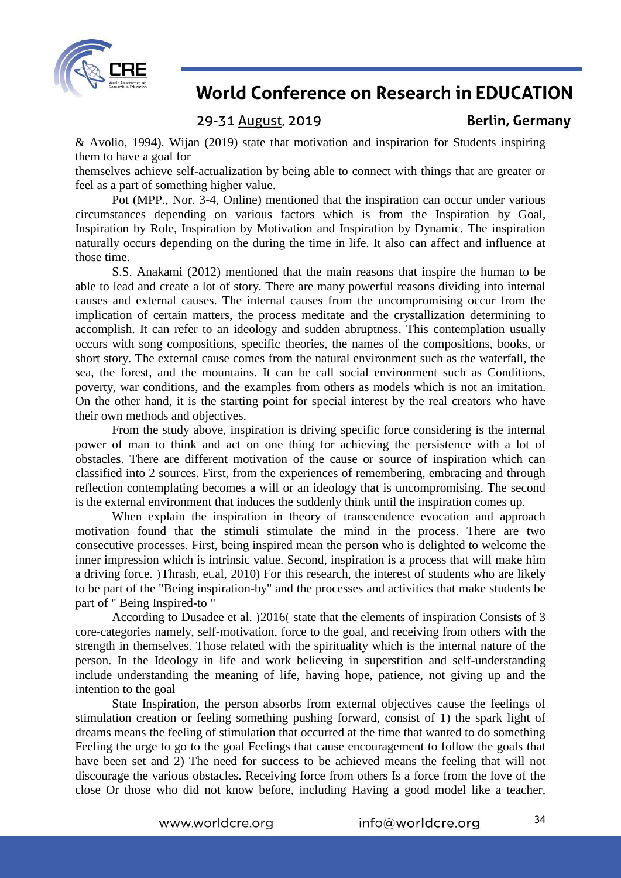& Avolio, 1994). Wijan (2019) state that motivation and inspiration for Students inspiring them to have a goal for

themselves achieve self-actualization by being able to connect with things that are greater or feel as a part of something higher value.

Pot (MPP., Nor. 3-4, Online) mentioned that the inspiration can occur under various circumstances depending on various factors which is from the Inspiration by Goal, Inspiration by Role, Inspiration by Motivation and Inspiration by Dynamic. The inspiration naturally occurs depending on the during the time in life. It also can affect and influence at those time.

S.S. Anakami (2012) mentioned that the main reasons that inspire the human to be able to lead and create a lot of story. There are many powerful reasons dividing into internal causes and external causes. The internal causes from the uncompromising occur from the implication of certain matters, the process meditate and the crystallization determining to accomplish. It can refer to an ideology and sudden abruptness. This contemplation usually occurs with song compositions, specific theories, the names of the compositions, books, or short story. The external cause comes from the natural environment such as the waterfall, the sea, the forest, and the mountains. It can be call social environment such as Conditions, poverty, war conditions, and the examples from others as models which is not an imitation. On the other hand, it is the starting point for special interest by the real creators who have their own methods and objectives.

From the study above, inspiration is driving specific force considering is the internal power of man to think and act on one thing for achieving the persistence with a lot of obstacles. There are different motivation of the cause or source of inspiration which can classified into 2 sources. First, from the experiences of remembering, embracing and through reflection contemplating becomes a will or an ideology that is uncompromising. The second is the external environment that induces the suddenly think until the inspiration comes up.

When explain the inspiration in theory of transcendence evocation and approach motivation found that the stimuli stimulate the mind in the process. There are two consecutive processes. First, being inspired mean the person who is delighted to welcome the inner impression which is intrinsic value. Second, inspiration is a process that will make him a driving force. )Thrash, et.al, 2010) For this research, the interest of students who are likely to be part of the "Being inspiration-by" and the processes and activities that make students be part of " Being Inspired-to "

According to Dusadee et al. )2016( state that the elements of inspiration Consists of 3 core-categories namely, self-motivation, force to the goal, and receiving from others with the strength in themselves. Those related with the spirituality which is the internal nature of the person. In the Ideology in life and work believing in superstition and self-understanding include understanding the meaning of life, having hope, patience, not giving up and the intention to the goal

State Inspiration, the person absorbs from external objectives cause the feelings of stimulation creation or feeling something pushing forward, consist of 1) the spark light of dreams means the feeling of stimulation that occurred at the time that wanted to do something Feeling the urge to go to the goal Feelings that cause encouragement to follow the goals that have been set and 2) The need for success to be achieved means the feeling that will not discourage the various obstacles. Receiving force from others Is a force from the love of the close Or those who did not know before, including Having a good model like a teacher,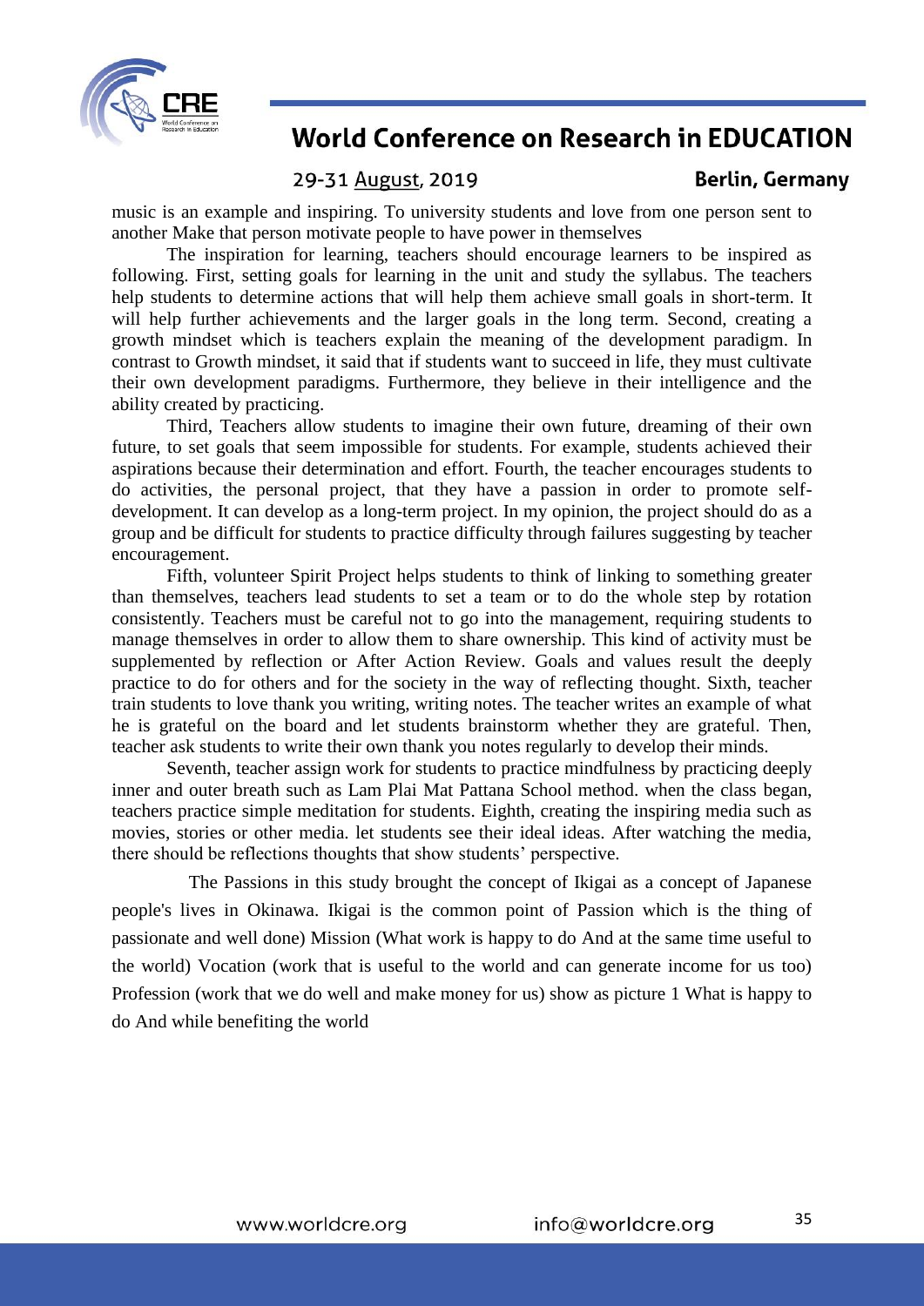music is an example and inspiring. To university students and love from one person sent to another Make that person motivate people to have power in themselves

The inspiration for learning, teachers should encourage learners to be inspired as following. First, setting goals for learning in the unit and study the syllabus. The teachers help students to determine actions that will help them achieve small goals in short-term. It will help further achievements and the larger goals in the long term. Second, creating a growth mindset which is teachers explain the meaning of the development paradigm. In contrast to Growth mindset, it said that if students want to succeed in life, they must cultivate their own development paradigms. Furthermore, they believe in their intelligence and the ability created by practicing.

Third, Teachers allow students to imagine their own future, dreaming of their own future, to set goals that seem impossible for students. For example, students achieved their aspirations because their determination and effort. Fourth, the teacher encourages students to do activities, the personal project, that they have a passion in order to promote self-development. It can develop as a long-term project. In my opinion, the project should do as a group and be difficult for students to practice difficulty through failures suggesting by teacher encouragement.

Fifth, volunteer Spirit Project helps students to think of linking to something greater than themselves, teachers lead students to set a team or to do the whole step by rotation consistently. Teachers must be careful not to go into the management, requiring students to manage themselves in order to allow them to share ownership. This kind of activity must be supplemented by reflection or After Action Review. Goals and values result the deeply practice to do for others and for the society in the way of reflecting thought. Sixth, teacher train students to love thank you writing, writing notes. The teacher writes an example of what he is grateful on the board and let students brainstorm whether they are grateful. Then, teacher ask students to write their own thank you notes regularly to develop their minds.

Seventh, teacher assign work for students to practice mindfulness by practicing deeply inner and outer breath such as Lam Plai Mat Pattana School method. when the class began, teachers practice simple meditation for students. Eighth, creating the inspiring media such as movies, stories or other media. let students see their ideal ideas. After watching the media, there should be reflections thoughts that show students' perspective.

The Passions in this study brought the concept of Ikigai as a concept of Japanese people's lives in Okinawa. Ikigai is the common point of Passion which is the thing of passionate and well done) Mission (What work is happy to do And at the same time useful to the world) Vocation (work that is useful to the world and can generate income for us too) Profession (work that we do well and make money for us) show as picture 1 What is happy to do And while benefiting the world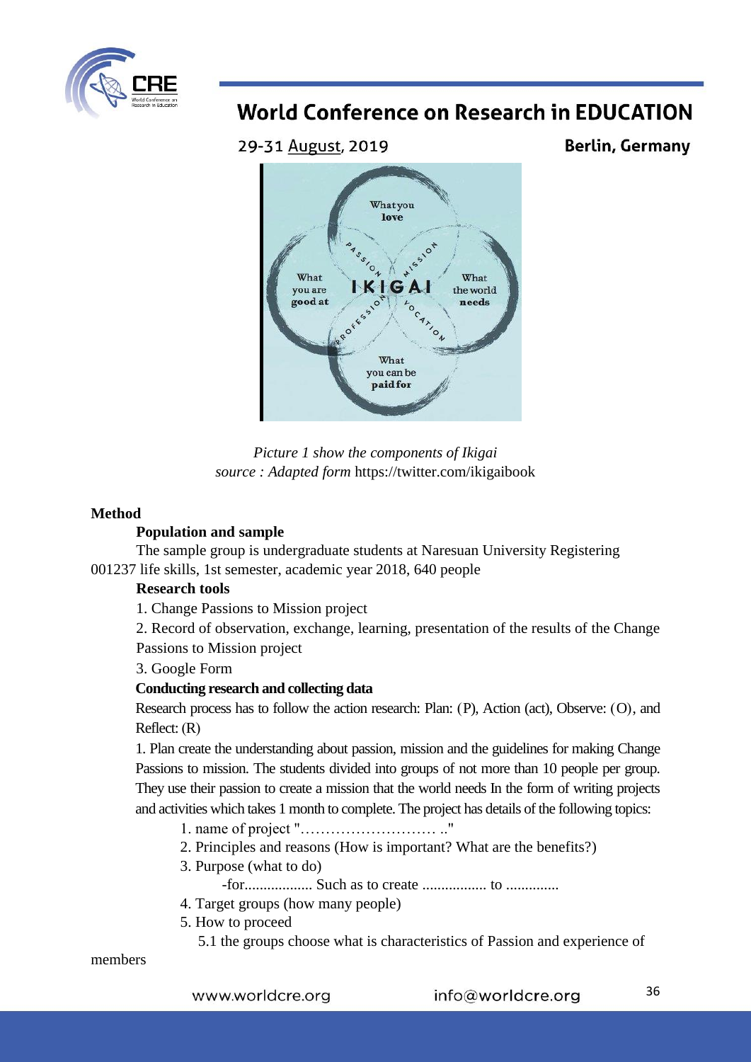*Picture 1 show the components of Ikigai*
*source : Adapted form* https://twitter.com/ikigaibook

**Method**

**Population and sample**

The sample group is undergraduate students at Naresuan University Registering 001237 life skills, 1st semester, academic year 2018, 640 people

**Research tools**

1. Change Passions to Mission project
2. Record of observation, exchange, learning, presentation of the results of the Change Passions to Mission project
3. Google Form

**Conducting research and collecting data**

Research process has to follow the action research: Plan: (P), Action (act), Observe: (O), and Reflect: (R)

1. Plan create the understanding about passion, mission and the guidelines for making Change Passions to mission. The students divided into groups of not more than 10 people per group. They use their passion to create a mission that the world needs In the form of writing projects and activities which takes 1 month to complete. The project has details of the following topics:

   1. name of project "……………………… .."
   2. Principles and reasons (How is important? What are the benefits?)
   3. Purpose (what to do)
      -for.................. Such as to create ................. to ..............
   4. Target groups (how many people)
   5. How to proceed
      5.1 the groups choose what is characteristics of Passion and experience of members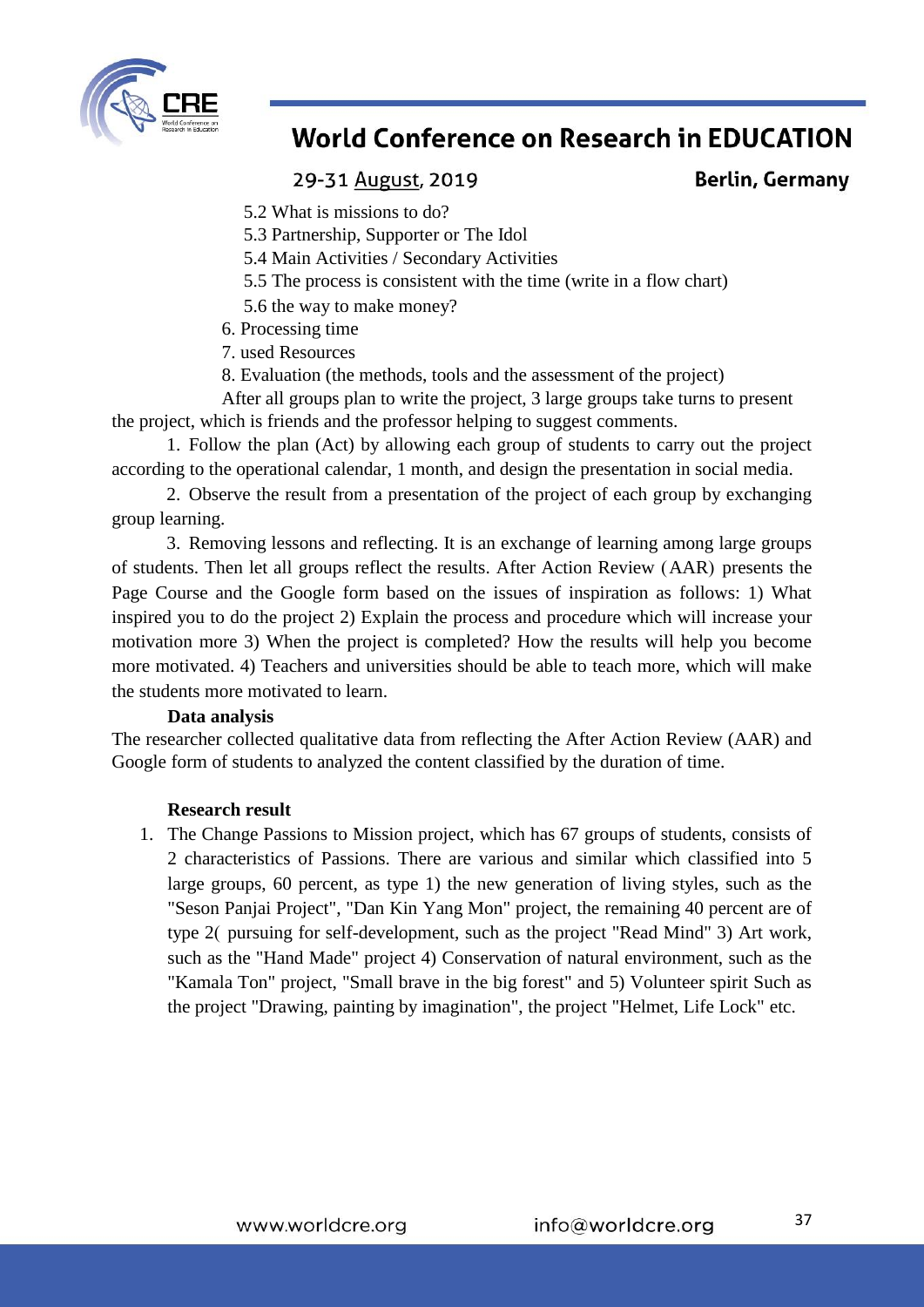5.2 What is missions to do?

5.3 Partnership, Supporter or The Idol

5.4 Main Activities / Secondary Activities

5.5 The process is consistent with the time (write in a flow chart)

5.6 the way to make money?

6. Processing time
7. used Resources
8. Evaluation (the methods, tools and the assessment of the project)

After all groups plan to write the project, 3 large groups take turns to present the project, which is friends and the professor helping to suggest comments.

1. Follow the plan (Act) by allowing each group of students to carry out the project according to the operational calendar, 1 month, and design the presentation in social media.

2. Observe the result from a presentation of the project of each group by exchanging group learning.

3. Removing lessons and reflecting. It is an exchange of learning among large groups of students. Then let all groups reflect the results. After Action Review (AAR) presents the Page Course and the Google form based on the issues of inspiration as follows: 1) What inspired you to do the project 2) Explain the process and procedure which will increase your motivation more 3) When the project is completed? How the results will help you become more motivated. 4) Teachers and universities should be able to teach more, which will make the students more motivated to learn.

**Data analysis**

The researcher collected qualitative data from reflecting the After Action Review (AAR) and Google form of students to analyzed the content classified by the duration of time.

**Research result**

1. The Change Passions to Mission project, which has 67 groups of students, consists of 2 characteristics of Passions. There are various and similar which classified into 5 large groups, 60 percent, as type 1) the new generation of living styles, such as the "Seson Panjai Project", "Dan Kin Yang Mon" project, the remaining 40 percent are of type 2( pursuing for self-development, such as the project "Read Mind" 3) Art work, such as the "Hand Made" project 4) Conservation of natural environment, such as the "Kamala Ton" project, "Small brave in the big forest" and 5) Volunteer spirit Such as the project "Drawing, painting by imagination", the project "Helmet, Life Lock" etc.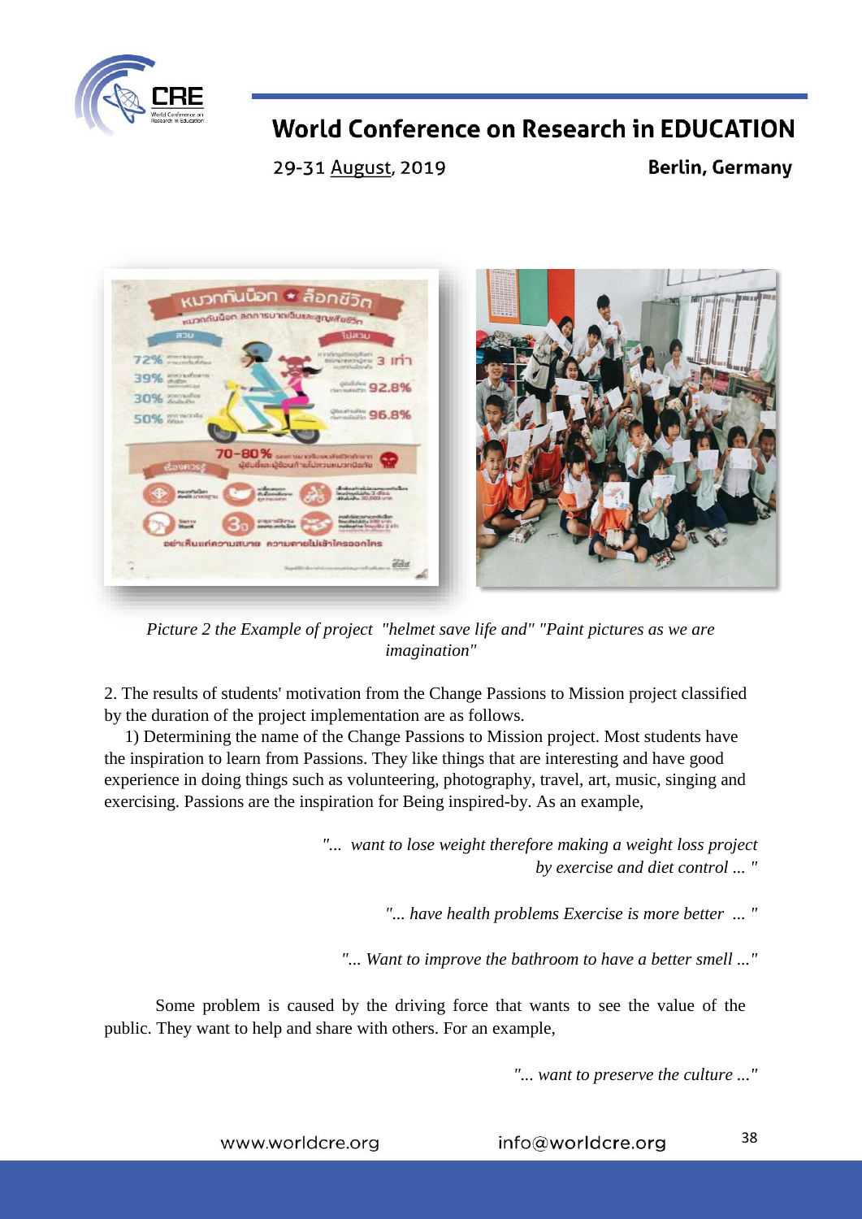*Picture 2 the Example of project "helmet save life and" "Paint pictures as we are imagination"*

2. The results of students' motivation from the Change Passions to Mission project classified by the duration of the project implementation are as follows.

1) Determining the name of the Change Passions to Mission project. Most students have the inspiration to learn from Passions. They like things that are interesting and have good experience in doing things such as volunteering, photography, travel, art, music, singing and exercising. Passions are the inspiration for Being inspired-by. As an example,

*"... want to lose weight therefore making a weight loss project by exercise and diet control ... "*

*"... have health problems Exercise is more better ... "*

*"... Want to improve the bathroom to have a better smell ..."*

Some problem is caused by the driving force that wants to see the value of the public. They want to help and share with others. For an example,

*"... want to preserve the culture ..."*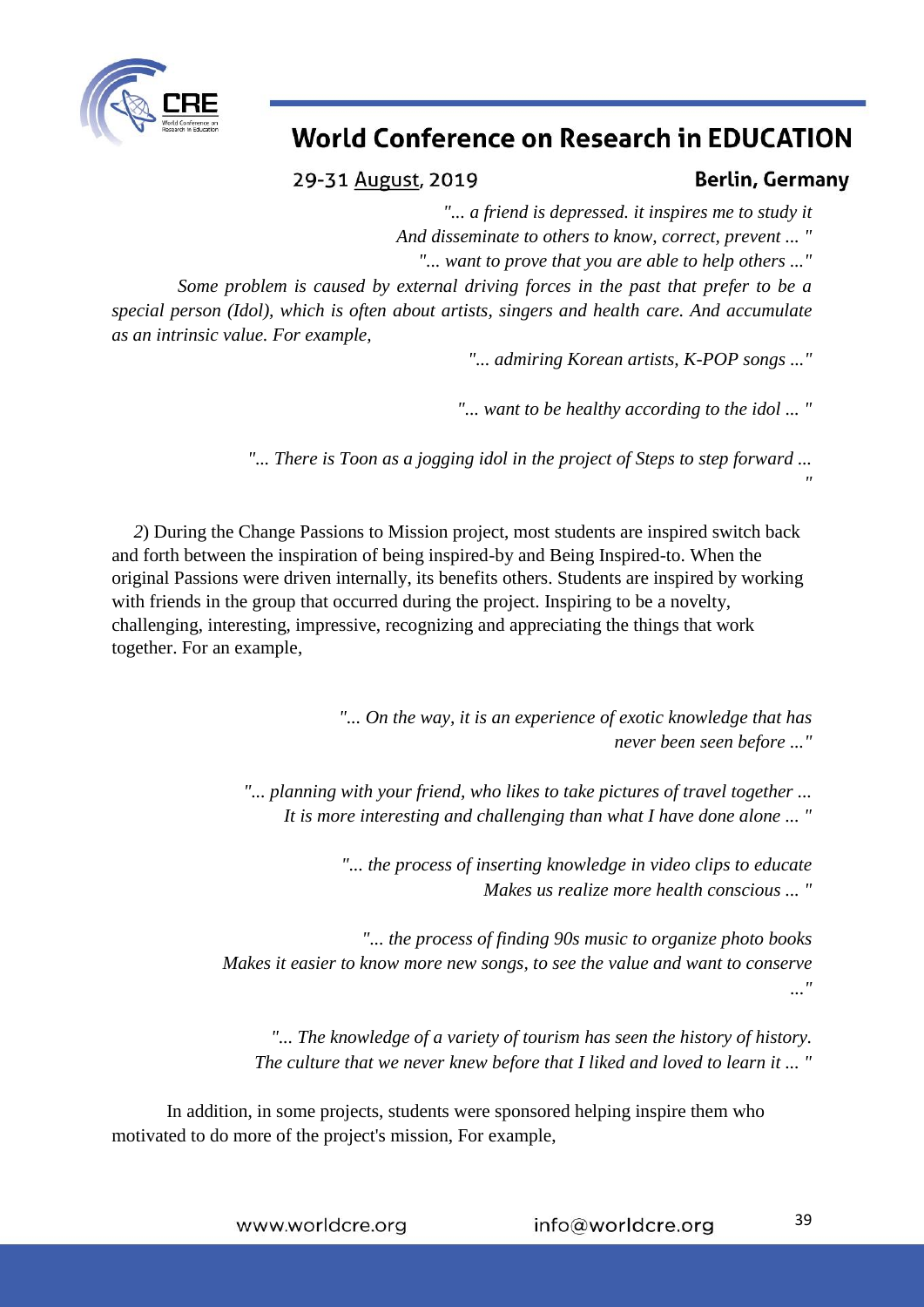*"... a friend is depressed. it inspires me to study it*
*And disseminate to others to know, correct, prevent ... "*
*"... want to prove that you are able to help others ..."*

*Some problem is caused by external driving forces in the past that prefer to be a special person (Idol), which is often about artists, singers and health care. And accumulate as an intrinsic value. For example,*

*"... admiring Korean artists, K-POP songs ..."*

*"... want to be healthy according to the idol ... "*

*"... There is Toon as a jogging idol in the project of Steps to step forward ... "*

*2*) During the Change Passions to Mission project, most students are inspired switch back and forth between the inspiration of being inspired-by and Being Inspired-to. When the original Passions were driven internally, its benefits others. Students are inspired by working with friends in the group that occurred during the project. Inspiring to be a novelty, challenging, interesting, impressive, recognizing and appreciating the things that work together. For an example,

*"... On the way, it is an experience of exotic knowledge that has never been seen before ..."*

*"... planning with your friend, who likes to take pictures of travel together ...*
*It is more interesting and challenging than what I have done alone ... "*

*"... the process of inserting knowledge in video clips to educate*
*Makes us realize more health conscious ... "*

*"... the process of finding 90s music to organize photo books*
*Makes it easier to know more new songs, to see the value and want to conserve ..."*

*"... The knowledge of a variety of tourism has seen the history of history.*
*The culture that we never knew before that I liked and loved to learn it ... "*

In addition, in some projects, students were sponsored helping inspire them who motivated to do more of the project's mission, For example,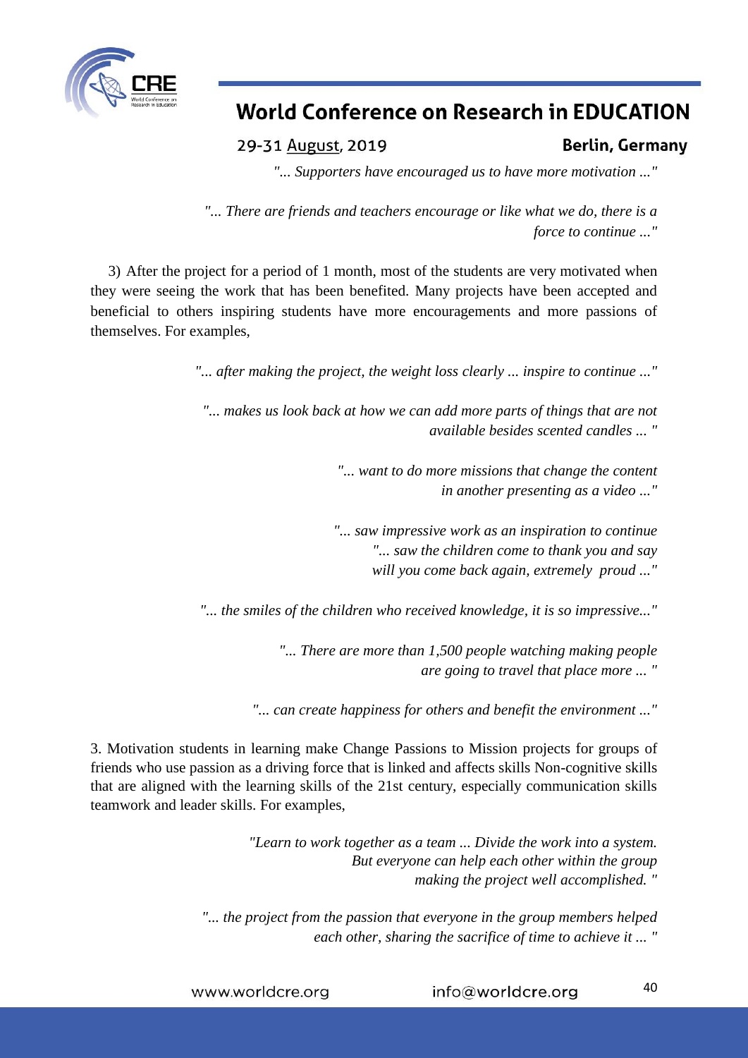*"... Supporters have encouraged us to have more motivation ..."*

*"... There are friends and teachers encourage or like what we do, there is a force to continue ..."*

3) After the project for a period of 1 month, most of the students are very motivated when they were seeing the work that has been benefited. Many projects have been accepted and beneficial to others inspiring students have more encouragements and more passions of themselves. For examples,

*"... after making the project, the weight loss clearly ... inspire to continue ..."*

*"... makes us look back at how we can add more parts of things that are not available besides scented candles ... "*

*"... want to do more missions that change the content in another presenting as a video ..."*

*"... saw impressive work as an inspiration to continue*
*"... saw the children come to thank you and say will you come back again, extremely proud ..."*

*"... the smiles of the children who received knowledge, it is so impressive..."*

*"... There are more than 1,500 people watching making people are going to travel that place more ... "*

*"... can create happiness for others and benefit the environment ..."*

3. Motivation students in learning make Change Passions to Mission projects for groups of friends who use passion as a driving force that is linked and affects skills Non-cognitive skills that are aligned with the learning skills of the 21st century, especially communication skills teamwork and leader skills. For examples,

*"Learn to work together as a team ... Divide the work into a system. But everyone can help each other within the group making the project well accomplished. "*

*"... the project from the passion that everyone in the group members helped each other, sharing the sacrifice of time to achieve it ... "*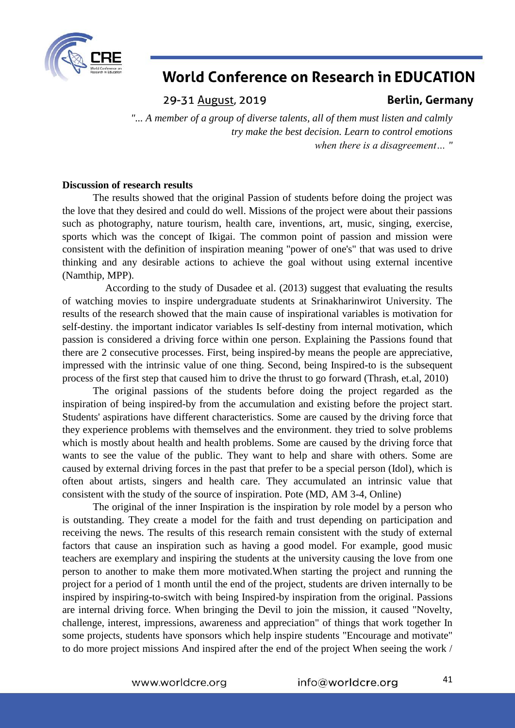*"... A member of a group of diverse talents, all of them must listen and calmly try make the best decision. Learn to control emotions when there is a disagreement… "*

**Discussion of research results**

The results showed that the original Passion of students before doing the project was the love that they desired and could do well. Missions of the project were about their passions such as photography, nature tourism, health care, inventions, art, music, singing, exercise, sports which was the concept of Ikigai. The common point of passion and mission were consistent with the definition of inspiration meaning "power of one's" that was used to drive thinking and any desirable actions to achieve the goal without using external incentive (Namthip, MPP).

According to the study of Dusadee et al. (2013) suggest that evaluating the results of watching movies to inspire undergraduate students at Srinakharinwirot University. The results of the research showed that the main cause of inspirational variables is motivation for self-destiny. the important indicator variables Is self-destiny from internal motivation, which passion is considered a driving force within one person. Explaining the Passions found that there are 2 consecutive processes. First, being inspired-by means the people are appreciative, impressed with the intrinsic value of one thing. Second, being Inspired-to is the subsequent process of the first step that caused him to drive the thrust to go forward (Thrash, et.al, 2010)

The original passions of the students before doing the project regarded as the inspiration of being inspired-by from the accumulation and existing before the project start. Students' aspirations have different characteristics. Some are caused by the driving force that they experience problems with themselves and the environment. they tried to solve problems which is mostly about health and health problems. Some are caused by the driving force that wants to see the value of the public. They want to help and share with others. Some are caused by external driving forces in the past that prefer to be a special person (Idol), which is often about artists, singers and health care. They accumulated an intrinsic value that consistent with the study of the source of inspiration. Pote (MD, AM 3-4, Online)

The original of the inner Inspiration is the inspiration by role model by a person who is outstanding. They create a model for the faith and trust depending on participation and receiving the news. The results of this research remain consistent with the study of external factors that cause an inspiration such as having a good model. For example, good music teachers are exemplary and inspiring the students at the university causing the love from one person to another to make them more motivated.When starting the project and running the project for a period of 1 month until the end of the project, students are driven internally to be inspired by inspiring-to-switch with being Inspired-by inspiration from the original. Passions are internal driving force. When bringing the Devil to join the mission, it caused "Novelty, challenge, interest, impressions, awareness and appreciation" of things that work together In some projects, students have sponsors which help inspire students "Encourage and motivate" to do more project missions And inspired after the end of the project When seeing the work /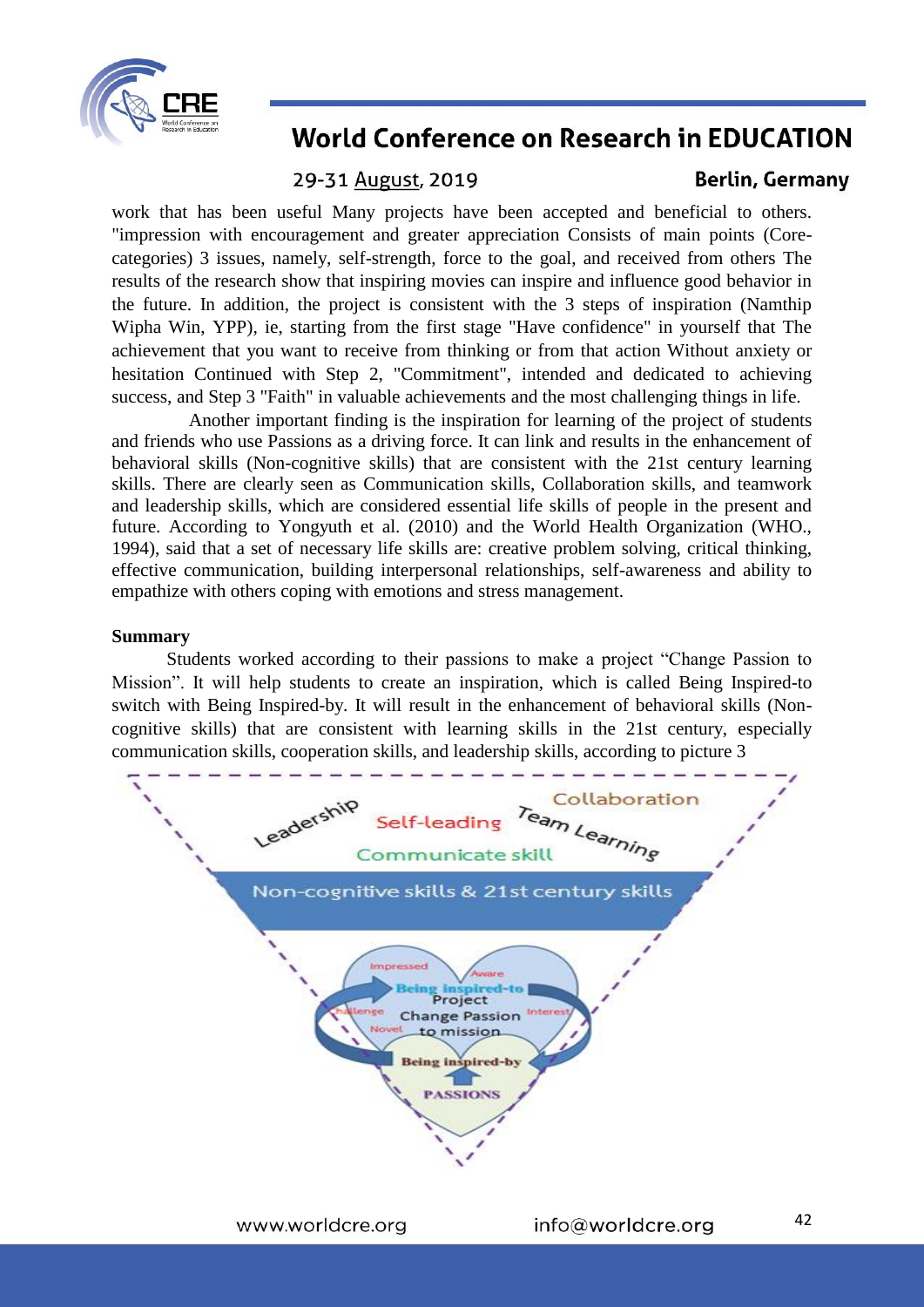work that has been useful Many projects have been accepted and beneficial to others. "impression with encouragement and greater appreciation Consists of main points (Core-categories) 3 issues, namely, self-strength, force to the goal, and received from others The results of the research show that inspiring movies can inspire and influence good behavior in the future. In addition, the project is consistent with the 3 steps of inspiration (Namthip Wipha Win, YPP), ie, starting from the first stage "Have confidence" in yourself that The achievement that you want to receive from thinking or from that action Without anxiety or hesitation Continued with Step 2, "Commitment", intended and dedicated to achieving success, and Step 3 "Faith" in valuable achievements and the most challenging things in life.

Another important finding is the inspiration for learning of the project of students and friends who use Passions as a driving force. It can link and results in the enhancement of behavioral skills (Non-cognitive skills) that are consistent with the 21st century learning skills. There are clearly seen as Communication skills, Collaboration skills, and teamwork and leadership skills, which are considered essential life skills of people in the present and future. According to Yongyuth et al. (2010) and the World Health Organization (WHO., 1994), said that a set of necessary life skills are: creative problem solving, critical thinking, effective communication, building interpersonal relationships, self-awareness and ability to empathize with others coping with emotions and stress management.

**Summary**

Students worked according to their passions to make a project "Change Passion to Mission". It will help students to create an inspiration, which is called Being Inspired-to switch with Being Inspired-by. It will result in the enhancement of behavioral skills (Non-cognitive skills) that are consistent with learning skills in the 21st century, especially communication skills, cooperation skills, and leadership skills, according to picture 3

Leadership | Self-leading | Team Learning | Collaboration | Communicate skill

Non-cognitive skills & 21st century skills

Impressed | Aware | Challenge | Novel | Interest

Being inspired-to | Project Change Passion to mission

Being inspired-by

PASSIONS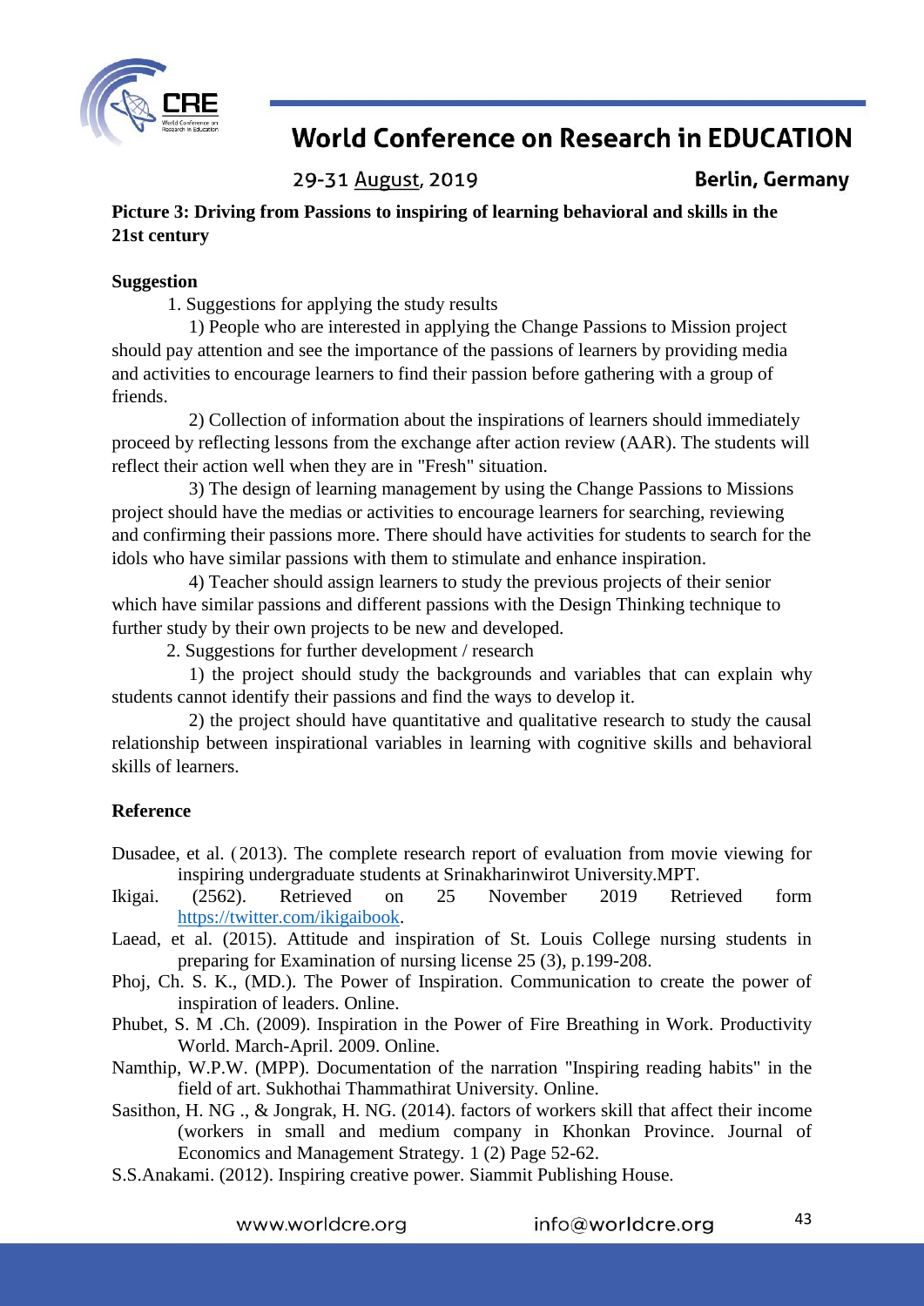**Picture 3: Driving from Passions to inspiring of learning behavioral and skills in the 21st century**

**Suggestion**

1. Suggestions for applying the study results

1) People who are interested in applying the Change Passions to Mission project should pay attention and see the importance of the passions of learners by providing media and activities to encourage learners to find their passion before gathering with a group of friends.

2) Collection of information about the inspirations of learners should immediately proceed by reflecting lessons from the exchange after action review (AAR). The students will reflect their action well when they are in "Fresh" situation.

3) The design of learning management by using the Change Passions to Missions project should have the medias or activities to encourage learners for searching, reviewing and confirming their passions more. There should have activities for students to search for the idols who have similar passions with them to stimulate and enhance inspiration.

4) Teacher should assign learners to study the previous projects of their senior which have similar passions and different passions with the Design Thinking technique to further study by their own projects to be new and developed.

2. Suggestions for further development / research

1) the project should study the backgrounds and variables that can explain why students cannot identify their passions and find the ways to develop it.

2) the project should have quantitative and qualitative research to study the causal relationship between inspirational variables in learning with cognitive skills and behavioral skills of learners.

**Reference**

Dusadee, et al. (2013). The complete research report of evaluation from movie viewing for inspiring undergraduate students at Srinakharinwirot University.MPT.

Ikigai. (2562). Retrieved on 25 November 2019 Retrieved form https://twitter.com/ikigaibook.

Laead, et al. (2015). Attitude and inspiration of St. Louis College nursing students in preparing for Examination of nursing license 25 (3), p.199-208.

Phoj, Ch. S. K., (MD.). The Power of Inspiration. Communication to create the power of inspiration of leaders. Online.

Phubet, S. M .Ch. (2009). Inspiration in the Power of Fire Breathing in Work. Productivity World. March-April. 2009. Online.

Namthip, W.P.W. (MPP). Documentation of the narration "Inspiring reading habits" in the field of art. Sukhothai Thammathirat University. Online.

Sasithon, H. NG ., & Jongrak, H. NG. (2014). factors of workers skill that affect their income (workers in small and medium company in Khonkan Province. Journal of Economics and Management Strategy. 1 (2) Page 52-62.

S.S.Anakami. (2012). Inspiring creative power. Siammit Publishing House.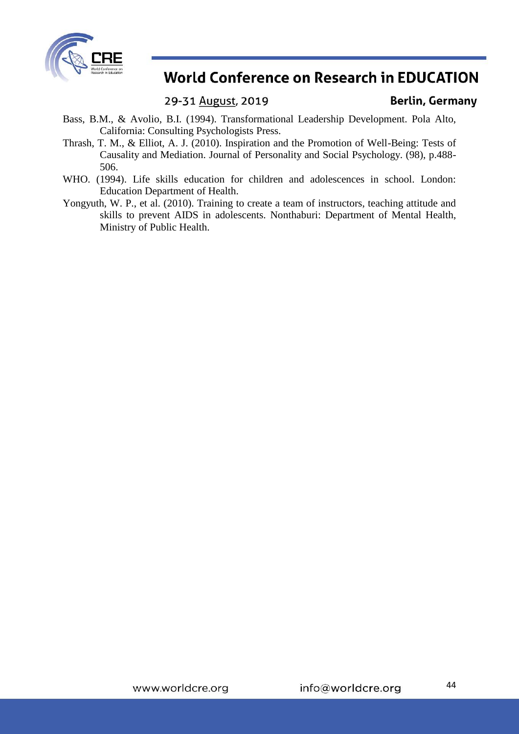Bass, B.M., & Avolio, B.I. (1994). Transformational Leadership Development. Pola Alto, California: Consulting Psychologists Press.

Thrash, T. M., & Elliot, A. J. (2010). Inspiration and the Promotion of Well-Being: Tests of Causality and Mediation. Journal of Personality and Social Psychology. (98), p.488-506.

WHO. (1994). Life skills education for children and adolescences in school. London: Education Department of Health.

Yongyuth, W. P., et al. (2010). Training to create a team of instructors, teaching attitude and skills to prevent AIDS in adolescents. Nonthaburi: Department of Mental Health, Ministry of Public Health.